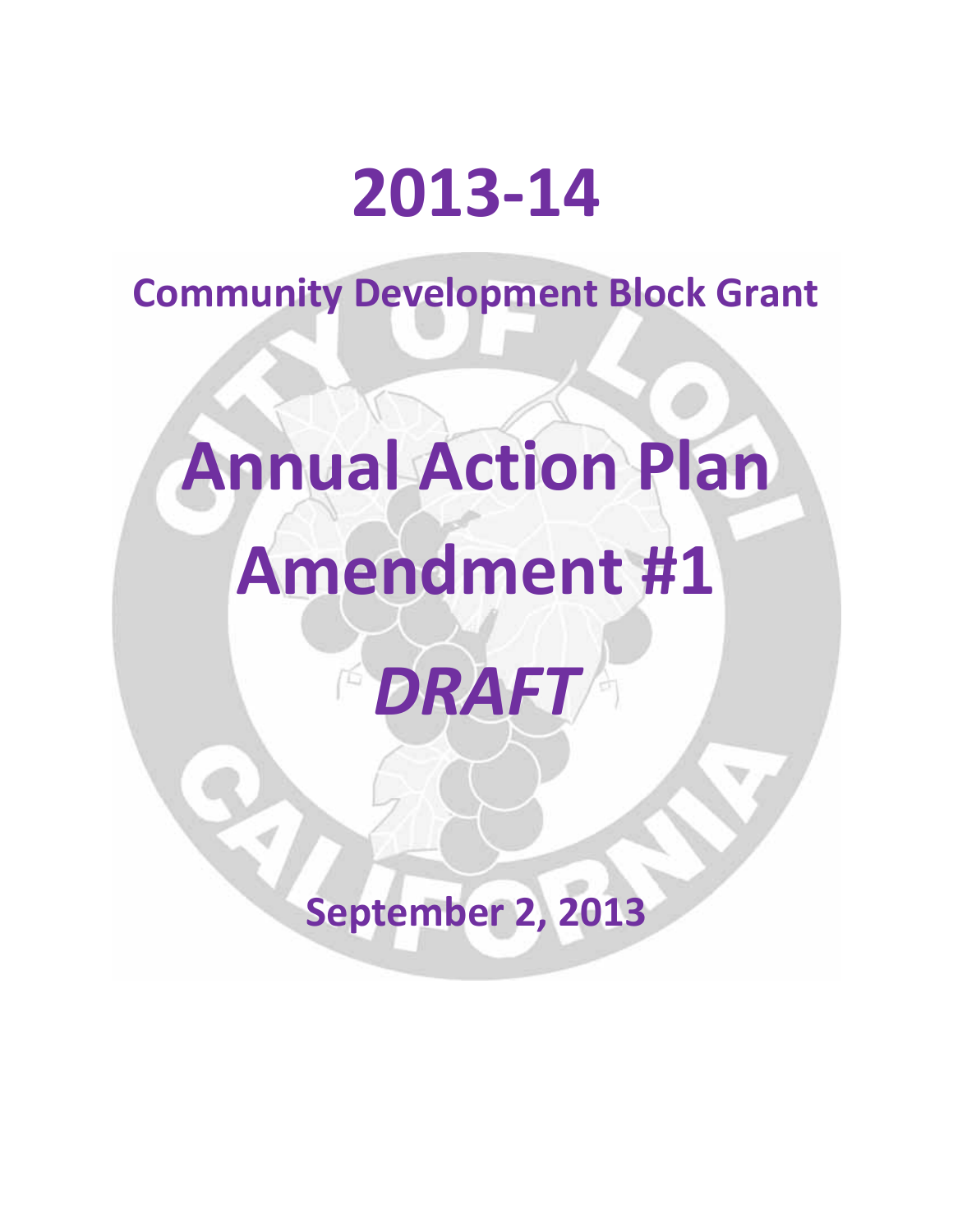# 2013-14

## Community Development Block Grant

# Annual Action Plan

# Amendment #1

# *DRAFT*

## September 2, 2013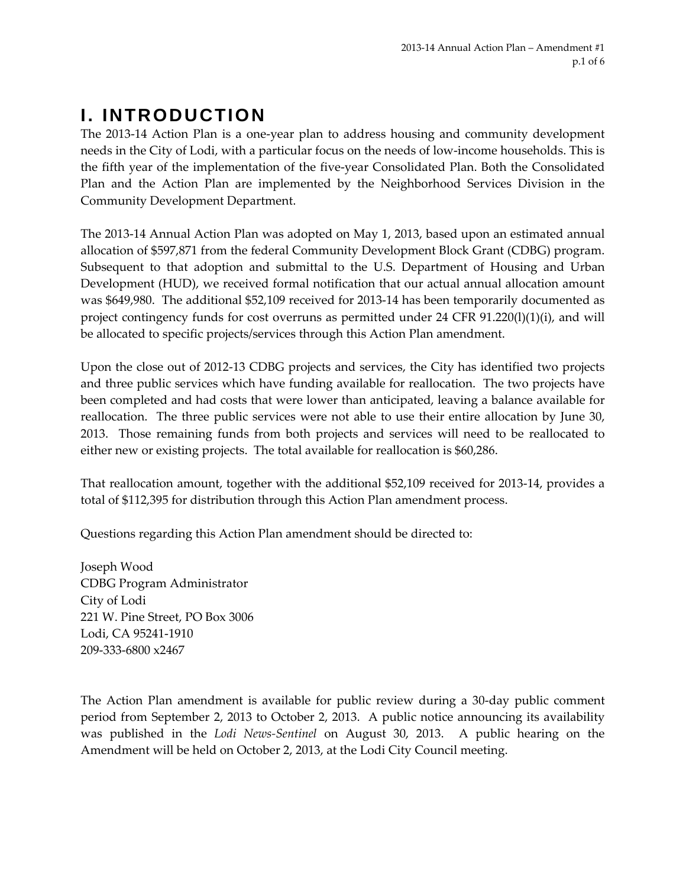# I. INTRODUCTION

The 2013-14 Action Plan is a one-year plan to address housing and community development needs in the City of Lodi, with a particular focus on the needs of low-income households. This is the fifth year of the implementation of the five-year Consolidated Plan. Both the Consolidated Plan and the Action Plan are implemented by the Neighborhood Services Division in the Community Development Department.

The 2013-14 Annual Action Plan was adopted on May 1, 2013, based upon an estimated annual allocation of $597,871 from the federal Community Development Block Grant (CDBG) program. Subsequent to that adoption and submittal to the U.S. Department of Housing and Urban Development (HUD), we received formal notification that our actual annual allocation amount was $649,980. The additional $52,109 received for 2013-14 has been temporarily documented as project contingency funds for cost overruns as permitted under 24 CFR 91.220(l)(1)(i), and will be allocated to specific projects/services through this Action Plan amendment.

Upon the close out of 2012-13 CDBG projects and services, the City has identified two projects and three public services which have funding available for reallocation. The two projects have been completed and had costs that were lower than anticipated, leaving a balance available for reallocation. The three public services were not able to use their entire allocation by June 30, 2013. Those remaining funds from both projects and services will need to be reallocated to either new or existing projects. The total available for reallocation is $60,286.

That reallocation amount, together with the additional $52,109 received for 2013-14, provides a total of $112,395 for distribution through this Action Plan amendment process.

Questions regarding this Action Plan amendment should be directed to:

Joseph Wood
CDBG Program Administrator
City of Lodi
221 W. Pine Street, PO Box 3006
Lodi, CA 95241-1910
209-333-6800 x2467

The Action Plan amendment is available for public review during a 30-day public comment period from September 2, 2013 to October 2, 2013. A public notice announcing its availability was published in the *Lodi News-Sentinel* on August 30, 2013. A public hearing on the Amendment will be held on October 2, 2013, at the Lodi City Council meeting.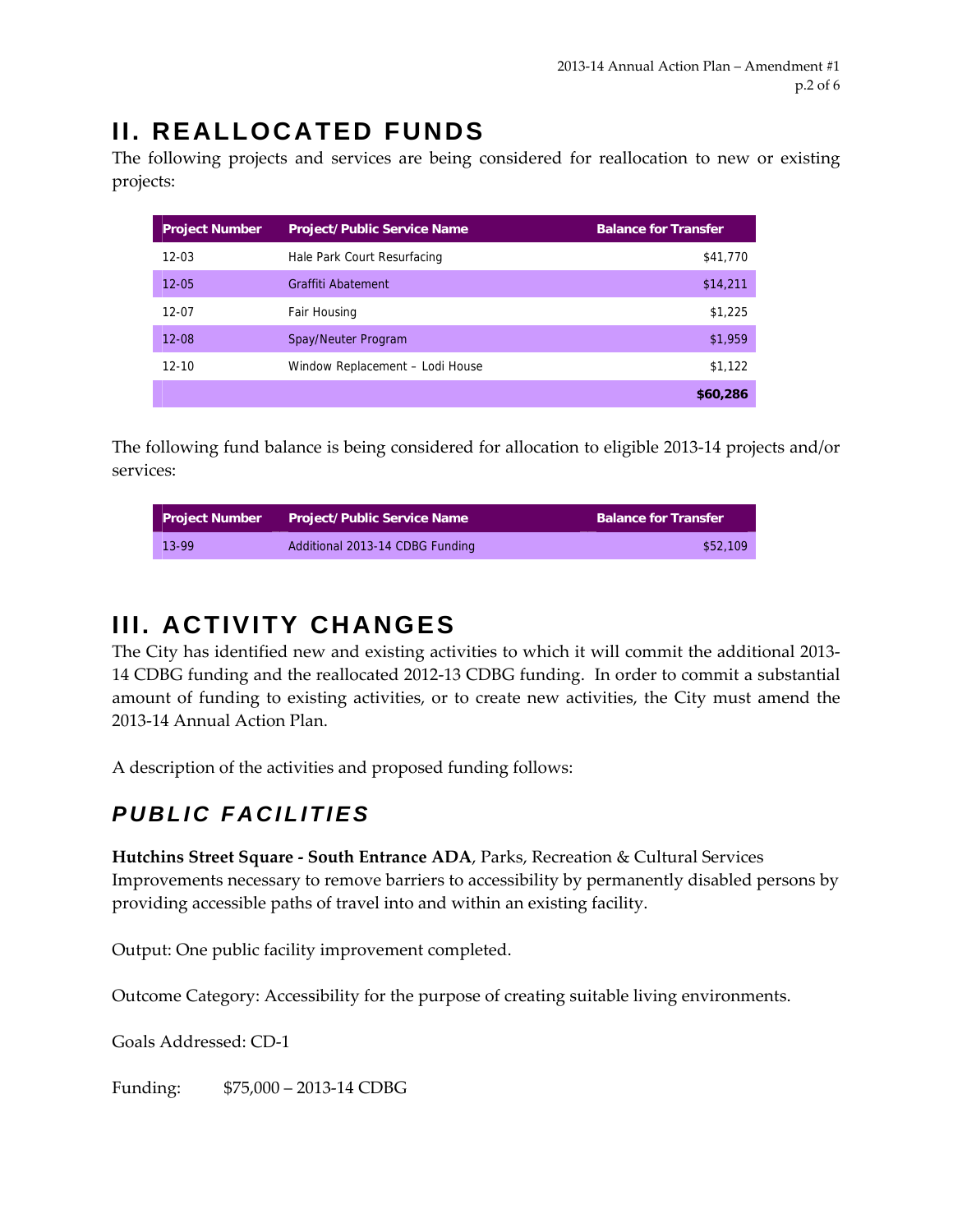# II. REALLOCATED FUNDS

The following projects and services are being considered for reallocation to new or existing projects:

| Project Number | Project/Public Service Name | Balance for Transfer |
|---|---|---|
| 12-03 | Hale Park Court Resurfacing | $41,770 |
| 12-05 | Graffiti Abatement | $14,211 |
| 12-07 | Fair Housing | $1,225 |
| 12-08 | Spay/Neuter Program | $1,959 |
| 12-10 | Window Replacement – Lodi House | $1,122 |
| | | **$60,286** |

The following fund balance is being considered for allocation to eligible 2013-14 projects and/or services:

| Project Number | Project/Public Service Name | Balance for Transfer |
|---|---|---|
| 13-99 | Additional 2013-14 CDBG Funding | $52,109 |

# III. ACTIVITY CHANGES

The City has identified new and existing activities to which it will commit the additional 2013-14 CDBG funding and the reallocated 2012-13 CDBG funding. In order to commit a substantial amount of funding to existing activities, or to create new activities, the City must amend the 2013-14 Annual Action Plan.

A description of the activities and proposed funding follows:

## *PUBLIC FACILITIES*

**Hutchins Street Square - South Entrance ADA**, Parks, Recreation & Cultural Services
Improvements necessary to remove barriers to accessibility by permanently disabled persons by providing accessible paths of travel into and within an existing facility.

Output: One public facility improvement completed.

Outcome Category: Accessibility for the purpose of creating suitable living environments.

Goals Addressed: CD-1

Funding: $75,000 – 2013-14 CDBG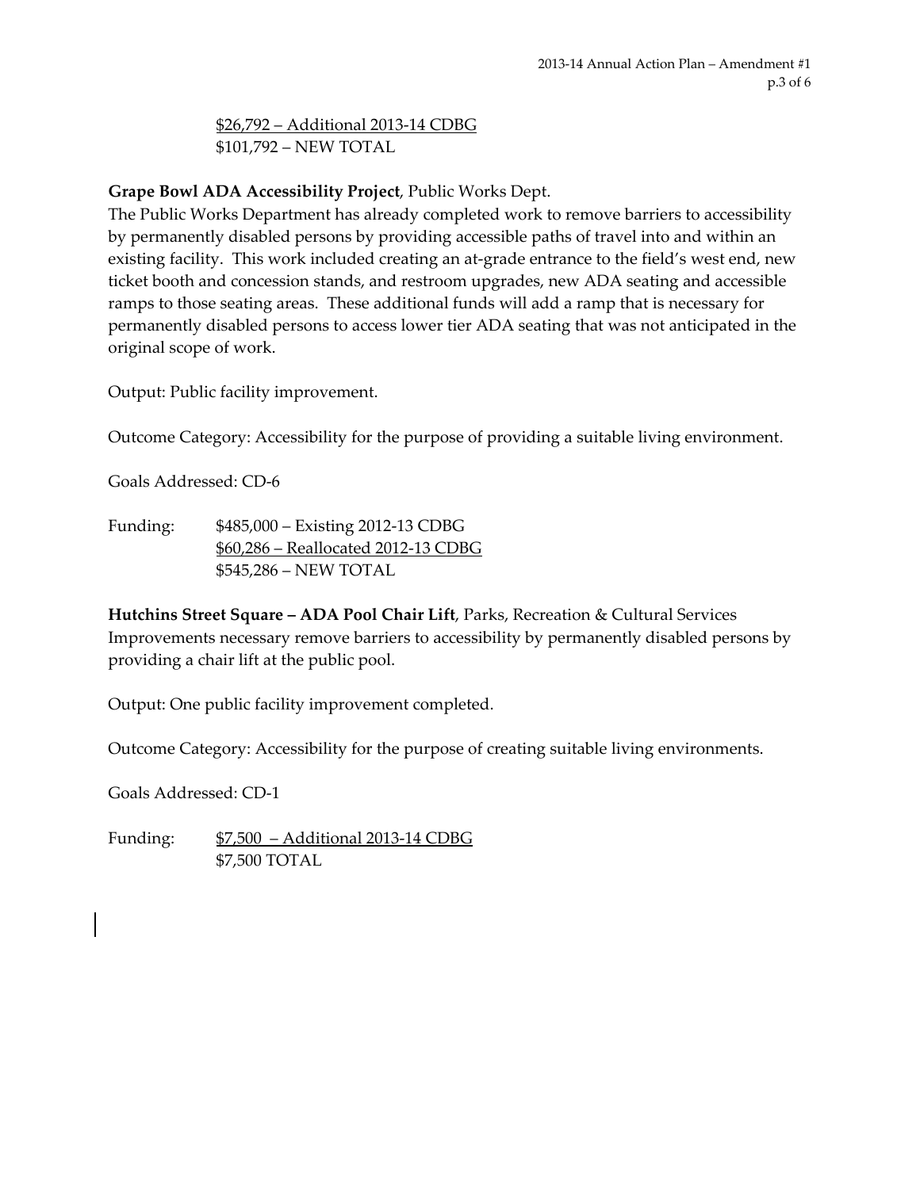$26,792 – Additional 2013-14 CDBG
$101,792 – NEW TOTAL

**Grape Bowl ADA Accessibility Project**, Public Works Dept.
The Public Works Department has already completed work to remove barriers to accessibility by permanently disabled persons by providing accessible paths of travel into and within an existing facility. This work included creating an at-grade entrance to the field's west end, new ticket booth and concession stands, and restroom upgrades, new ADA seating and accessible ramps to those seating areas. These additional funds will add a ramp that is necessary for permanently disabled persons to access lower tier ADA seating that was not anticipated in the original scope of work.

Output: Public facility improvement.

Outcome Category: Accessibility for the purpose of providing a suitable living environment.

Goals Addressed: CD-6

Funding: $485,000 – Existing 2012-13 CDBG
$60,286 – Reallocated 2012-13 CDBG
$545,286 – NEW TOTAL

**Hutchins Street Square – ADA Pool Chair Lift**, Parks, Recreation & Cultural Services
Improvements necessary remove barriers to accessibility by permanently disabled persons by providing a chair lift at the public pool.

Output: One public facility improvement completed.

Outcome Category: Accessibility for the purpose of creating suitable living environments.

Goals Addressed: CD-1

Funding: $7,500 – Additional 2013-14 CDBG
$7,500 TOTAL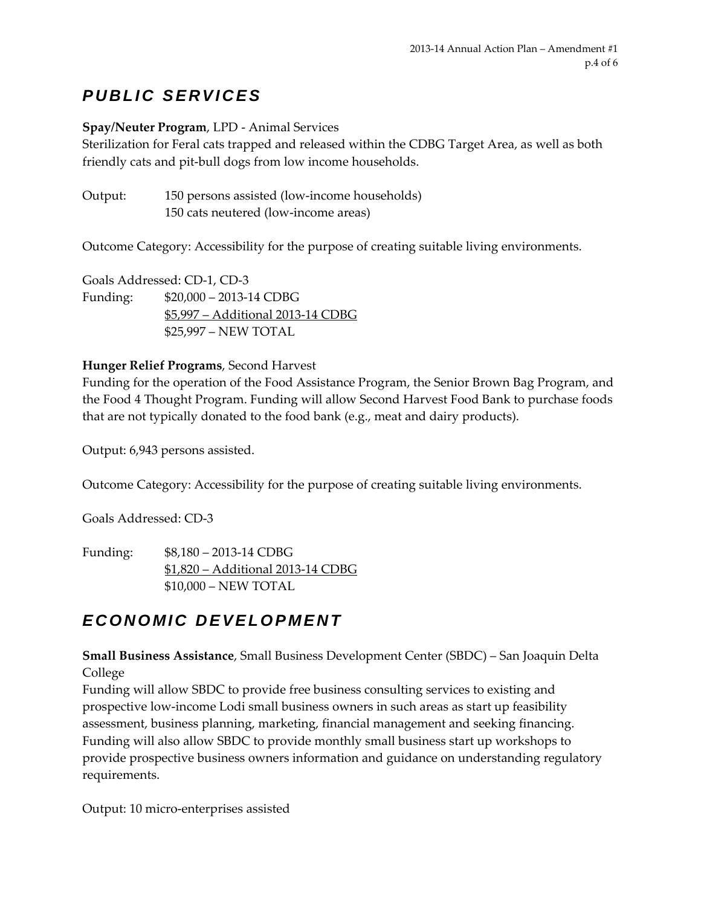## *PUBLIC SERVICES*

**Spay/Neuter Program**, LPD - Animal Services
Sterilization for Feral cats trapped and released within the CDBG Target Area, as well as both friendly cats and pit-bull dogs from low income households.

Output: 150 persons assisted (low-income households)
150 cats neutered (low-income areas)

Outcome Category: Accessibility for the purpose of creating suitable living environments.

Goals Addressed: CD-1, CD-3

Funding: $20,000 – 2013-14 CDBG
<u>$5,997 – Additional 2013-14 CDBG</u>
$25,997 – NEW TOTAL

**Hunger Relief Programs**, Second Harvest
Funding for the operation of the Food Assistance Program, the Senior Brown Bag Program, and the Food 4 Thought Program. Funding will allow Second Harvest Food Bank to purchase foods that are not typically donated to the food bank (e.g., meat and dairy products).

Output: 6,943 persons assisted.

Outcome Category: Accessibility for the purpose of creating suitable living environments.

Goals Addressed: CD-3

Funding: $8,180 – 2013-14 CDBG
<u>$1,820 – Additional 2013-14 CDBG</u>
$10,000 – NEW TOTAL

## *ECONOMIC DEVELOPMENT*

**Small Business Assistance**, Small Business Development Center (SBDC) – San Joaquin Delta College
Funding will allow SBDC to provide free business consulting services to existing and prospective low-income Lodi small business owners in such areas as start up feasibility assessment, business planning, marketing, financial management and seeking financing. Funding will also allow SBDC to provide monthly small business start up workshops to provide prospective business owners information and guidance on understanding regulatory requirements.

Output: 10 micro-enterprises assisted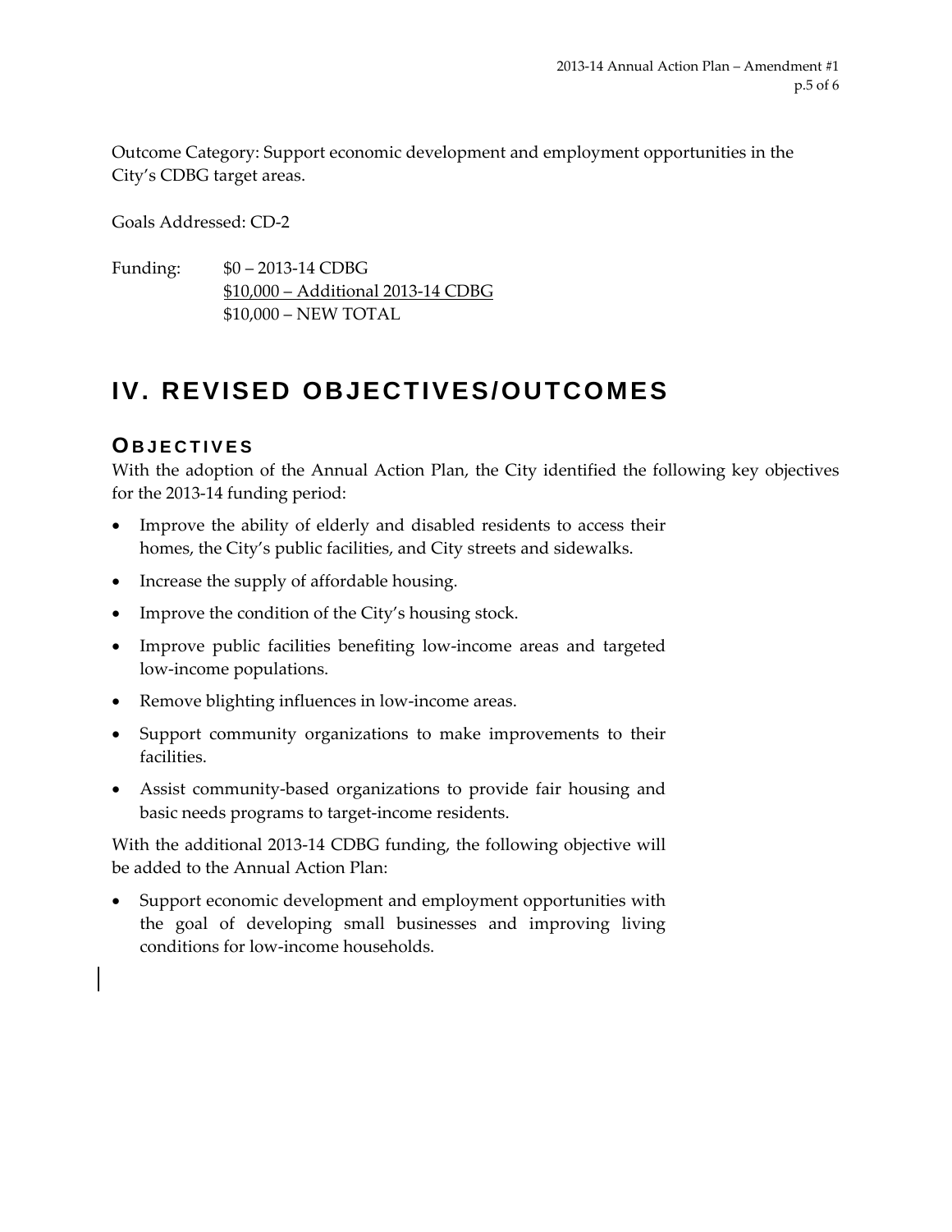Outcome Category: Support economic development and employment opportunities in the City's CDBG target areas.

Goals Addressed: CD-2

Funding: $0 – 2013-14 CDBG
$10,000 – Additional 2013-14 CDBG
$10,000 – NEW TOTAL

# IV. REVISED OBJECTIVES/OUTCOMES

## OBJECTIVES

With the adoption of the Annual Action Plan, the City identified the following key objectives for the 2013-14 funding period:

- Improve the ability of elderly and disabled residents to access their homes, the City's public facilities, and City streets and sidewalks.
- Increase the supply of affordable housing.
- Improve the condition of the City's housing stock.
- Improve public facilities benefiting low-income areas and targeted low-income populations.
- Remove blighting influences in low-income areas.
- Support community organizations to make improvements to their facilities.
- Assist community-based organizations to provide fair housing and basic needs programs to target-income residents.

With the additional 2013-14 CDBG funding, the following objective will be added to the Annual Action Plan:

- Support economic development and employment opportunities with the goal of developing small businesses and improving living conditions for low-income households.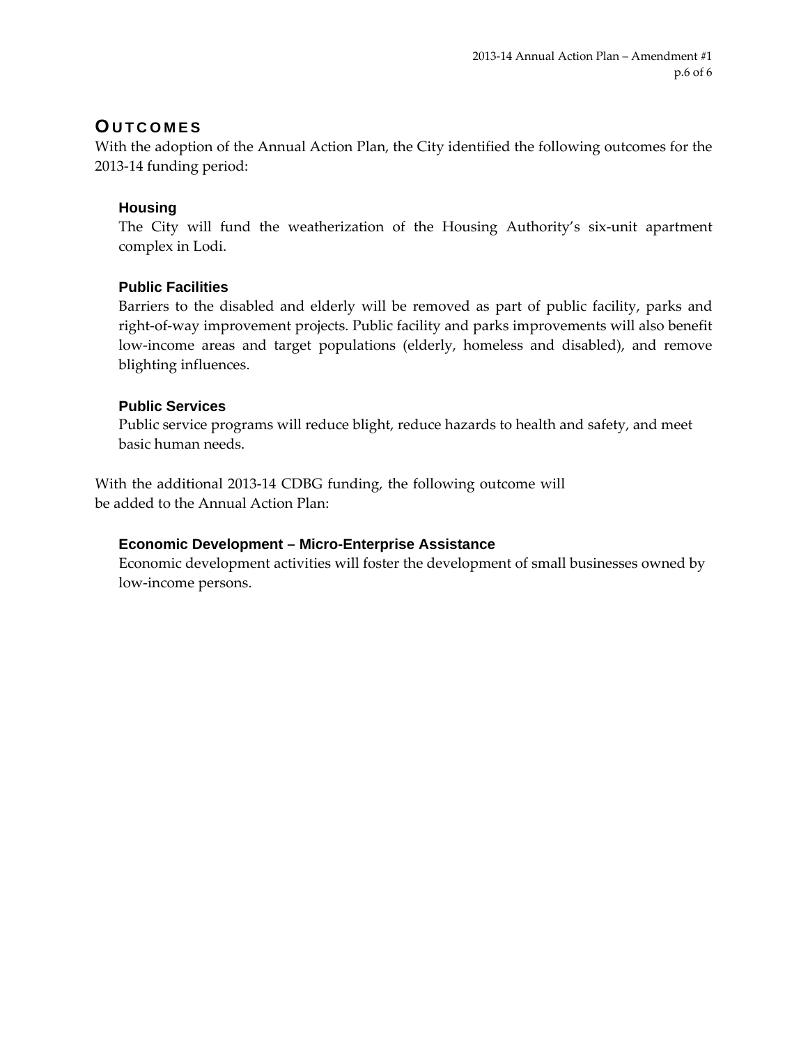## OUTCOMES

With the adoption of the Annual Action Plan, the City identified the following outcomes for the 2013-14 funding period:

### Housing

The City will fund the weatherization of the Housing Authority's six-unit apartment complex in Lodi.

### Public Facilities

Barriers to the disabled and elderly will be removed as part of public facility, parks and right-of-way improvement projects. Public facility and parks improvements will also benefit low-income areas and target populations (elderly, homeless and disabled), and remove blighting influences.

### Public Services

Public service programs will reduce blight, reduce hazards to health and safety, and meet basic human needs.

With the additional 2013-14 CDBG funding, the following outcome will be added to the Annual Action Plan:

### Economic Development – Micro-Enterprise Assistance

Economic development activities will foster the development of small businesses owned by low-income persons.